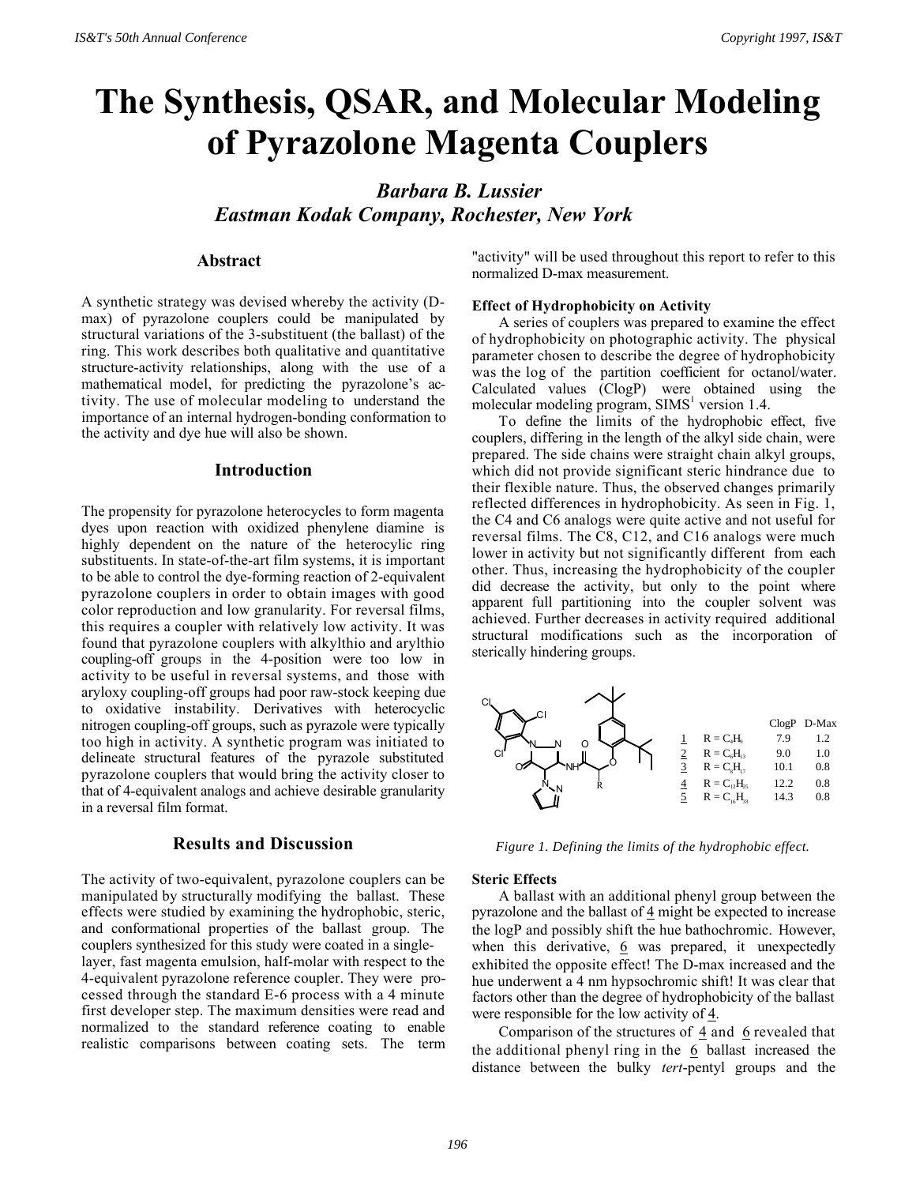# The Synthesis, QSAR, and Molecular Modeling of Pyrazolone Magenta Couplers

### *Barbara B. Lussier*
### *Eastman Kodak Company, Rochester, New York*

## Abstract

A synthetic strategy was devised whereby the activity (D-max) of pyrazolone couplers could be manipulated by structural variations of the 3-substituent (the ballast) of the ring. This work describes both qualitative and quantitative structure-activity relationships, along with the use of a mathematical model, for predicting the pyrazolone's activity. The use of molecular modeling to understand the importance of an internal hydrogen-bonding conformation to the activity and dye hue will also be shown.

## Introduction

The propensity for pyrazolone heterocycles to form magenta dyes upon reaction with oxidized phenylene diamine is highly dependent on the nature of the heterocylic ring substituents. In state-of-the-art film systems, it is important to be able to control the dye-forming reaction of 2-equivalent pyrazolone couplers in order to obtain images with good color reproduction and low granularity. For reversal films, this requires a coupler with relatively low activity. It was found that pyrazolone couplers with alkylthio and arylthio coupling-off groups in the 4-position were too low in activity to be useful in reversal systems, and those with aryloxy coupling-off groups had poor raw-stock keeping due to oxidative instability. Derivatives with heterocyclic nitrogen coupling-off groups, such as pyrazole were typically too high in activity. A synthetic program was initiated to delineate structural features of the pyrazole substituted pyrazolone couplers that would bring the activity closer to that of 4-equivalent analogs and achieve desirable granularity in a reversal film format.

## Results and Discussion

The activity of two-equivalent, pyrazolone couplers can be manipulated by structurally modifying the ballast. These effects were studied by examining the hydrophobic, steric, and conformational properties of the ballast group. The couplers synthesized for this study were coated in a single-layer, fast magenta emulsion, half-molar with respect to the 4-equivalent pyrazolone reference coupler. They were processed through the standard E-6 process with a 4 minute first developer step. The maximum densities were read and normalized to the standard reference coating to enable realistic comparisons between coating sets. The term "activity" will be used throughout this report to refer to this normalized D-max measurement.

### Effect of Hydrophobicity on Activity

A series of couplers was prepared to examine the effect of hydrophobicity on photographic activity. The physical parameter chosen to describe the degree of hydrophobicity was the log of the partition coefficient for octanol/water. Calculated values (ClogP) were obtained using the molecular modeling program, SIMS[1] version 1.4.

To define the limits of the hydrophobic effect, five couplers, differing in the length of the alkyl side chain, were prepared. The side chains were straight chain alkyl groups, which did not provide significant steric hindrance due to their flexible nature. Thus, the observed changes primarily reflected differences in hydrophobicity. As seen in Fig. 1, the C4 and C6 analogs were quite active and not useful for reversal films. The C8, C12, and C16 analogs were much lower in activity but not significantly different from each other. Thus, increasing the hydrophobicity of the coupler did decrease the activity, but only to the point where apparent full partitioning into the coupler solvent was achieved. Further decreases in activity required additional structural modifications such as the incorporation of sterically hindering groups.

| | R | ClogP | D-Max |
|---|---|---|---|
| 1 | R = $C_4H_9$ | 7.9 | 1.2 |
| 2 | R = $C_6H_{13}$ | 9.0 | 1.0 |
| 3 | R = $C_8H_{17}$ | 10.1 | 0.8 |
| 4 | R = $C_{12}H_{25}$ | 12.2 | 0.8 |
| 5 | R = $C_{16}H_{33}$ | 14.3 | 0.8 |

*Figure 1. Defining the limits of the hydrophobic effect.*

### Steric Effects

A ballast with an additional phenyl group between the pyrazolone and the ballast of 4 might be expected to increase the logP and possibly shift the hue bathochromic. However, when this derivative, 6 was prepared, it unexpectedly exhibited the opposite effect! The D-max increased and the hue underwent a 4 nm hypsochromic shift! It was clear that factors other than the degree of hydrophobicity of the ballast were responsible for the low activity of 4.

Comparison of the structures of 4 and 6 revealed that the additional phenyl ring in the 6 ballast increased the distance between the bulky *tert*-pentyl groups and the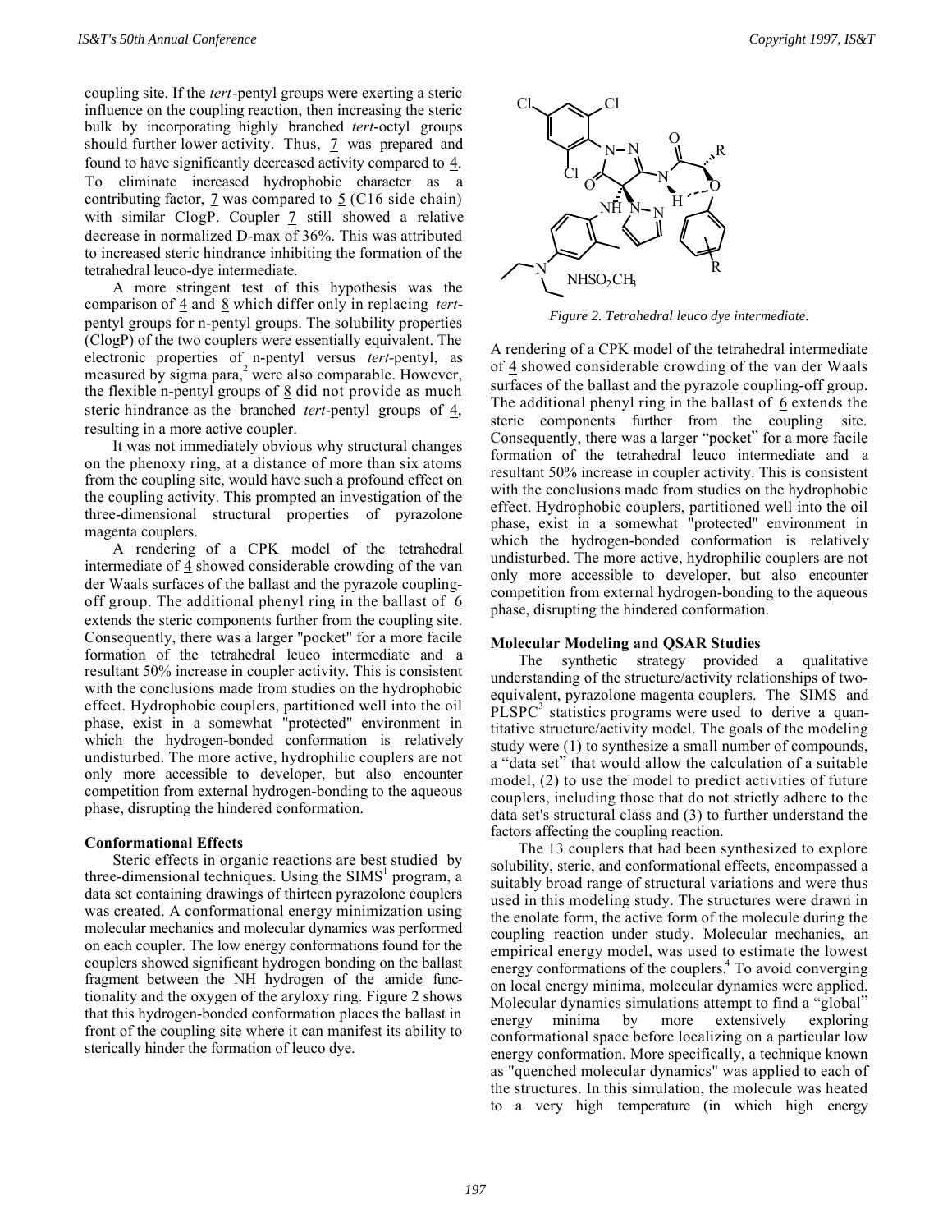coupling site. If the *tert*-pentyl groups were exerting a steric influence on the coupling reaction, then increasing the steric bulk by incorporating highly branched *tert*-octyl groups should further lower activity. Thus, 7 was prepared and found to have significantly decreased activity compared to 4. To eliminate increased hydrophobic character as a contributing factor, 7 was compared to 5 (C16 side chain) with similar ClogP. Coupler 7 still showed a relative decrease in normalized D-max of 36%. This was attributed to increased steric hindrance inhibiting the formation of the tetrahedral leuco-dye intermediate.

A more stringent test of this hypothesis was the comparison of 4 and 8 which differ only in replacing *tert*-pentyl groups for n-pentyl groups. The solubility properties (ClogP) of the two couplers were essentially equivalent. The electronic properties of n-pentyl versus *tert*-pentyl, as measured by sigma para,[2] were also comparable. However, the flexible n-pentyl groups of 8 did not provide as much steric hindrance as the branched *tert*-pentyl groups of 4, resulting in a more active coupler.

It was not immediately obvious why structural changes on the phenoxy ring, at a distance of more than six atoms from the coupling site, would have such a profound effect on the coupling activity. This prompted an investigation of the three-dimensional structural properties of pyrazolone magenta couplers.

A rendering of a CPK model of the tetrahedral intermediate of 4 showed considerable crowding of the van der Waals surfaces of the ballast and the pyrazole coupling-off group. The additional phenyl ring in the ballast of 6 extends the steric components further from the coupling site. Consequently, there was a larger "pocket" for a more facile formation of the tetrahedral leuco intermediate and a resultant 50% increase in coupler activity. This is consistent with the conclusions made from studies on the hydrophobic effect. Hydrophobic couplers, partitioned well into the oil phase, exist in a somewhat "protected" environment in which the hydrogen-bonded conformation is relatively undisturbed. The more active, hydrophilic couplers are not only more accessible to developer, but also encounter competition from external hydrogen-bonding to the aqueous phase, disrupting the hindered conformation.

### Conformational Effects

Steric effects in organic reactions are best studied by three-dimensional techniques. Using the SIMS[1] program, a data set containing drawings of thirteen pyrazolone couplers was created. A conformational energy minimization using molecular mechanics and molecular dynamics was performed on each coupler. The low energy conformations found for the couplers showed significant hydrogen bonding on the ballast fragment between the NH hydrogen of the amide functionality and the oxygen of the aryloxy ring. Figure 2 shows that this hydrogen-bonded conformation places the ballast in front of the coupling site where it can manifest its ability to sterically hinder the formation of leuco dye.

*Figure 2. Tetrahedral leuco dye intermediate.*

A rendering of a CPK model of the tetrahedral intermediate of 4 showed considerable crowding of the van der Waals surfaces of the ballast and the pyrazole coupling-off group. The additional phenyl ring in the ballast of 6 extends the steric components further from the coupling site. Consequently, there was a larger "pocket" for a more facile formation of the tetrahedral leuco intermediate and a resultant 50% increase in coupler activity. This is consistent with the conclusions made from studies on the hydrophobic effect. Hydrophobic couplers, partitioned well into the oil phase, exist in a somewhat "protected" environment in which the hydrogen-bonded conformation is relatively undisturbed. The more active, hydrophilic couplers are not only more accessible to developer, but also encounter competition from external hydrogen-bonding to the aqueous phase, disrupting the hindered conformation.

### Molecular Modeling and QSAR Studies

The synthetic strategy provided a qualitative understanding of the structure/activity relationships of two-equivalent, pyrazolone magenta couplers. The SIMS and PLSPC[3] statistics programs were used to derive a quantitative structure/activity model. The goals of the modeling study were (1) to synthesize a small number of compounds, a "data set" that would allow the calculation of a suitable model, (2) to use the model to predict activities of future couplers, including those that do not strictly adhere to the data set's structural class and (3) to further understand the factors affecting the coupling reaction.

The 13 couplers that had been synthesized to explore solubility, steric, and conformational effects, encompassed a suitably broad range of structural variations and were thus used in this modeling study. The structures were drawn in the enolate form, the active form of the molecule during the coupling reaction under study. Molecular mechanics, an empirical energy model, was used to estimate the lowest energy conformations of the couplers.[4] To avoid converging on local energy minima, molecular dynamics were applied. Molecular dynamics simulations attempt to find a "global" energy minima by more extensively exploring conformational space before localizing on a particular low energy conformation. More specifically, a technique known as "quenched molecular dynamics" was applied to each of the structures. In this simulation, the molecule was heated to a very high temperature (in which high energy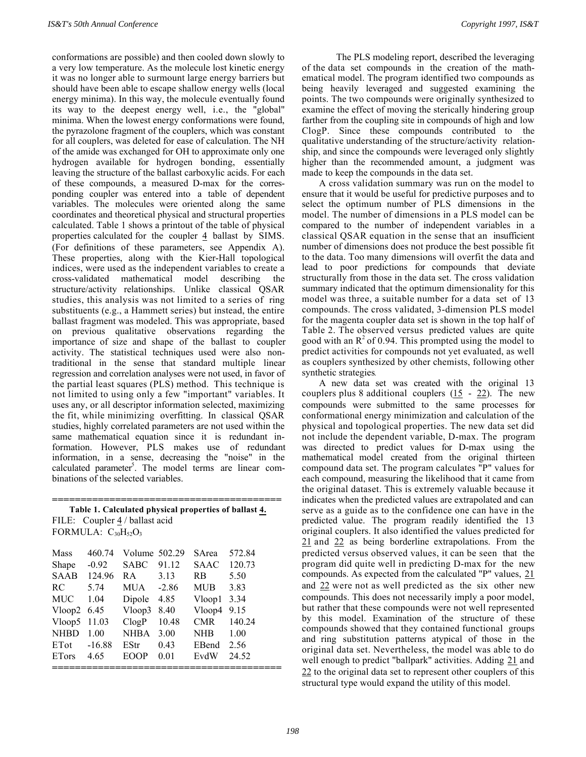conformations are possible) and then cooled down slowly to a very low temperature. As the molecule lost kinetic energy it was no longer able to surmount large energy barriers but should have been able to escape shallow energy wells (local energy minima). In this way, the molecule eventually found its way to the deepest energy well, i.e., the "global" minima. When the lowest energy conformations were found, the pyrazolone fragment of the couplers, which was constant for all couplers, was deleted for ease of calculation. The NH of the amide was exchanged for OH to approximate only one hydrogen available for hydrogen bonding, essentially leaving the structure of the ballast carboxylic acids. For each of these compounds, a measured D-max for the corresponding coupler was entered into a table of dependent variables. The molecules were oriented along the same coordinates and theoretical physical and structural properties calculated. Table 1 shows a printout of the table of physical properties calculated for the coupler 4 ballast by SIMS. (For definitions of these parameters, see Appendix A). These properties, along with the Kier-Hall topological indices, were used as the independent variables to create a cross-validated mathematical model describing the structure/activity relationships. Unlike classical QSAR studies, this analysis was not limited to a series of ring substituents (e.g., a Hammett series) but instead, the entire ballast fragment was modeled. This was appropriate, based on previous qualitative observations regarding the importance of size and shape of the ballast to coupler activity. The statistical techniques used were also nontraditional in the sense that standard multiple linear regression and correlation analyses were not used, in favor of the partial least squares (PLS) method. This technique is not limited to using only a few "important" variables. It uses any, or all descriptor information selected, maximizing the fit, while minimizing overfitting. In classical QSAR studies, highly correlated parameters are not used within the same mathematical equation since it is redundant information. However, PLS makes use of redundant information, in a sense, decreasing the "noise" in the calculated parameter[5]. The model terms are linear combinations of the selected variables.

**Table 1. Calculated physical properties of ballast 4.**

FILE: Coupler 4 / ballast acid
FORMULA: $C_{30}H_{52}O_3$

| | | | | | |
|---|---|---|---|---|---|
| Mass | 460.74 | Volume | 502.29 | SArea | 572.84 |
| Shape | -0.92 | SABC | 91.12 | SAAC | 120.73 |
| SAAB | 124.96 | RA | 3.13 | RB | 5.50 |
| RC | 5.74 | MUA | -2.86 | MUB | 3.83 |
| MUC | 1.04 | Dipole | 4.85 | Vloop1 | 3.34 |
| Vloop2 | 6.45 | Vloop3 | 8.40 | Vloop4 | 9.15 |
| Vloop5 | 11.03 | ClogP | 10.48 | CMR | 140.24 |
| NHBD | 1.00 | NHBA | 3.00 | NHB | 1.00 |
| ETot | -16.88 | EStr | 0.43 | EBend | 2.56 |
| ETors | 4.65 | EOOP | 0.01 | EvdW | 24.52 |

The PLS modeling report, described the leveraging of the data set compounds in the creation of the mathematical model. The program identified two compounds as being heavily leveraged and suggested examining the points. The two compounds were originally synthesized to examine the effect of moving the sterically hindering group farther from the coupling site in compounds of high and low ClogP. Since these compounds contributed to the qualitative understanding of the structure/activity relationship, and since the compounds were leveraged only slightly higher than the recommended amount, a judgment was made to keep the compounds in the data set.

A cross validation summary was run on the model to ensure that it would be useful for predictive purposes and to select the optimum number of PLS dimensions in the model. The number of dimensions in a PLS model can be compared to the number of independent variables in a classical QSAR equation in the sense that an insufficient number of dimensions does not produce the best possible fit to the data. Too many dimensions will overfit the data and lead to poor predictions for compounds that deviate structurally from those in the data set. The cross validation summary indicated that the optimum dimensionality for this model was three, a suitable number for a data set of 13 compounds. The cross validated, 3-dimension PLS model for the magenta coupler data set is shown in the top half of Table 2. The observed versus predicted values are quite good with an $R^2$ of 0.94. This prompted using the model to predict activities for compounds not yet evaluated, as well as couplers synthesized by other chemists, following other synthetic strategies.

A new data set was created with the original 13 couplers plus 8 additional couplers (15 - 22). The new compounds were submitted to the same processes for conformational energy minimization and calculation of the physical and topological properties. The new data set did not include the dependent variable, D-max. The program was directed to predict values for D-max using the mathematical model created from the original thirteen compound data set. The program calculates "P" values for each compound, measuring the likelihood that it came from the original dataset. This is extremely valuable because it indicates when the predicted values are extrapolated and can serve as a guide as to the confidence one can have in the predicted value. The program readily identified the 13 original couplers. It also identified the values predicted for 21 and 22 as being borderline extrapolations. From the predicted versus observed values, it can be seen that the program did quite well in predicting D-max for the new compounds. As expected from the calculated "P" values, 21 and 22 were not as well predicted as the six other new compounds. This does not necessarily imply a poor model, but rather that these compounds were not well represented by this model. Examination of the structure of these compounds showed that they contained functional groups and ring substitution patterns atypical of those in the original data set. Nevertheless, the model was able to do well enough to predict "ballpark" activities. Adding 21 and 22 to the original data set to represent other couplers of this structural type would expand the utility of this model.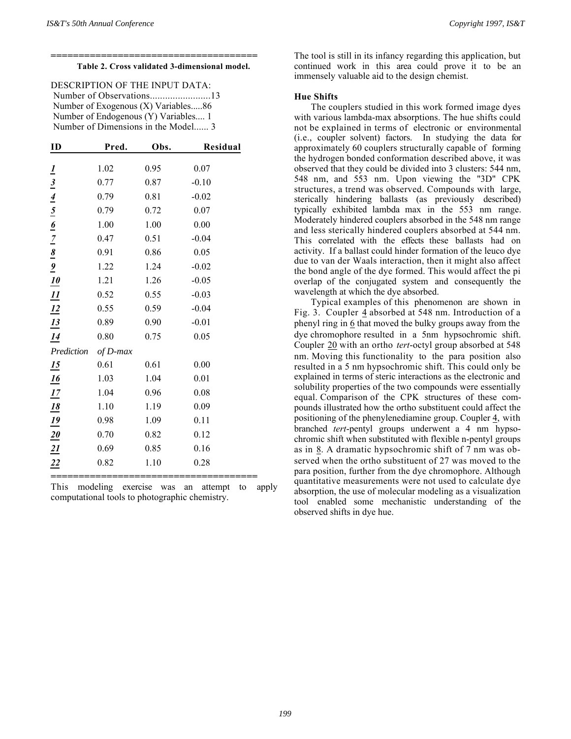**Table 2. Cross validated 3-dimensional model.**

DESCRIPTION OF THE INPUT DATA:
Number of Observations........................13
Number of Exogenous (X) Variables.....86
Number of Endogenous (Y) Variables.... 1
Number of Dimensions in the Model...... 3

| ID | Pred. | Obs. | Residual |
|---|---|---|---|
| *1* | 1.02 | 0.95 | 0.07 |
| *3* | 0.77 | 0.87 | -0.10 |
| *4* | 0.79 | 0.81 | -0.02 |
| *5* | 0.79 | 0.72 | 0.07 |
| *6* | 1.00 | 1.00 | 0.00 |
| *7* | 0.47 | 0.51 | -0.04 |
| *8* | 0.91 | 0.86 | 0.05 |
| *9* | 1.22 | 1.24 | -0.02 |
| *10* | 1.21 | 1.26 | -0.05 |
| *11* | 0.52 | 0.55 | -0.03 |
| *12* | 0.55 | 0.59 | -0.04 |
| *13* | 0.89 | 0.90 | -0.01 |
| *14* | 0.80 | 0.75 | 0.05 |
| *Prediction* | *of D-max* | | |
| *15* | 0.61 | 0.61 | 0.00 |
| *16* | 1.03 | 1.04 | 0.01 |
| *17* | 1.04 | 0.96 | 0.08 |
| *18* | 1.10 | 1.19 | 0.09 |
| *19* | 0.98 | 1.09 | 0.11 |
| *20* | 0.70 | 0.82 | 0.12 |
| *21* | 0.69 | 0.85 | 0.16 |
| *22* | 0.82 | 1.10 | 0.28 |

This modeling exercise was an attempt to apply computational tools to photographic chemistry. The tool is still in its infancy regarding this application, but continued work in this area could prove it to be an immensely valuable aid to the design chemist.

### Hue Shifts

The couplers studied in this work formed image dyes with various lambda-max absorptions. The hue shifts could not be explained in terms of electronic or environmental (i.e., coupler solvent) factors. In studying the data for approximately 60 couplers structurally capable of forming the hydrogen bonded conformation described above, it was observed that they could be divided into 3 clusters: 544 nm, 548 nm, and 553 nm. Upon viewing the "3D" CPK structures, a trend was observed. Compounds with large, sterically hindering ballasts (as previously described) typically exhibited lambda max in the 553 nm range. Moderately hindered couplers absorbed in the 548 nm range and less sterically hindered couplers absorbed at 544 nm. This correlated with the effects these ballasts had on activity. If a ballast could hinder formation of the leuco dye due to van der Waals interaction, then it might also affect the bond angle of the dye formed. This would affect the pi overlap of the conjugated system and consequently the wavelength at which the dye absorbed.

Typical examples of this phenomenon are shown in Fig. 3. Coupler 4 absorbed at 548 nm. Introduction of a phenyl ring in 6 that moved the bulky groups away from the dye chromophore resulted in a 5nm hypsochromic shift. Coupler 20 with an ortho *tert*-octyl group absorbed at 548 nm. Moving this functionality to the para position also resulted in a 5 nm hypsochromic shift. This could only be explained in terms of steric interactions as the electronic and solubility properties of the two compounds were essentially equal. Comparison of the CPK structures of these compounds illustrated how the ortho substituent could affect the positioning of the phenylenediamine group. Coupler 4, with branched *tert*-pentyl groups underwent a 4 nm hypsochromic shift when substituted with flexible n-pentyl groups as in 8. A dramatic hypsochromic shift of 7 nm was observed when the ortho substituent of 27 was moved to the para position, further from the dye chromophore. Although quantitative measurements were not used to calculate dye absorption, the use of molecular modeling as a visualization tool enabled some mechanistic understanding of the observed shifts in dye hue.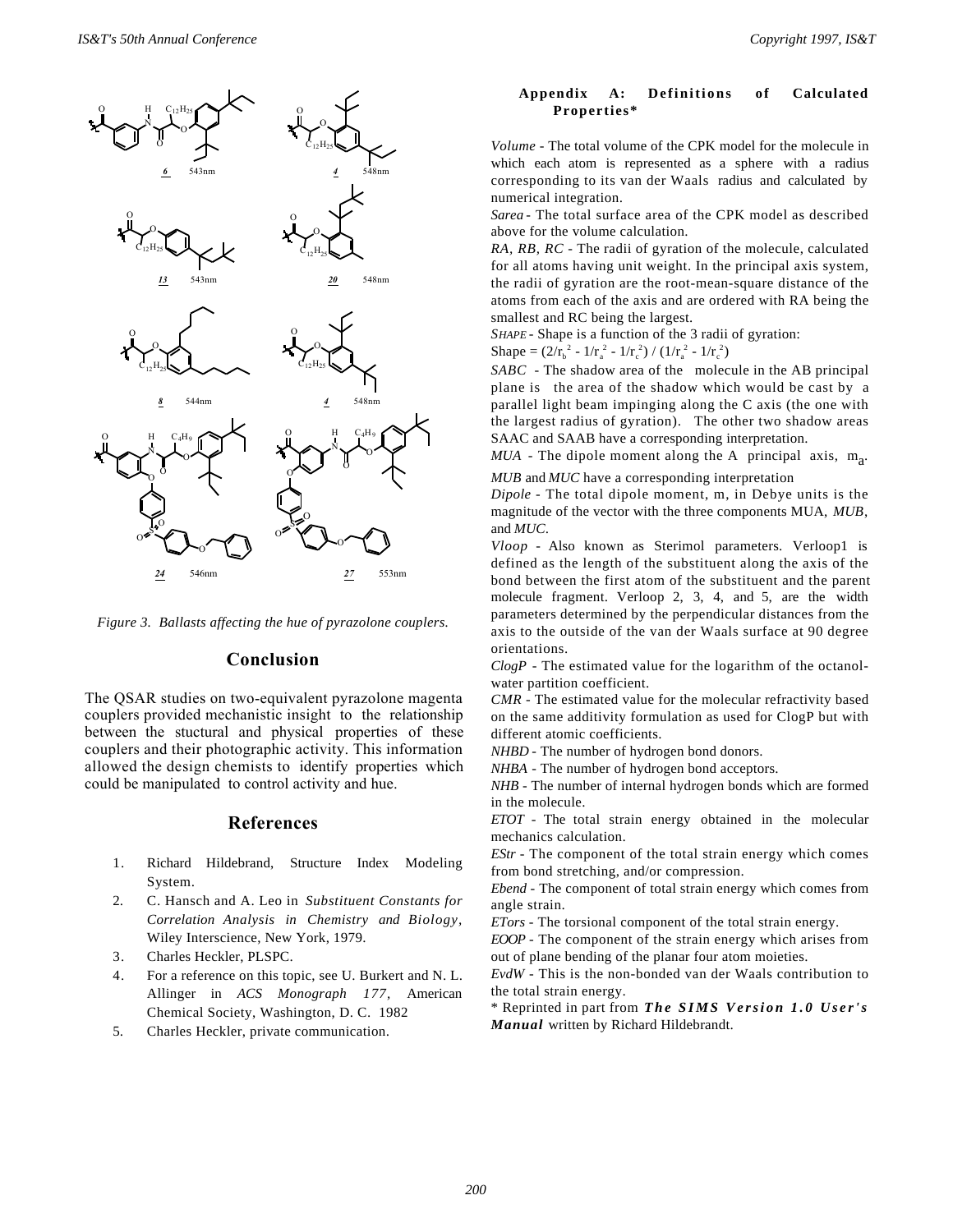6 543nm

4 548nm

13 543nm

20 548nm

8 544nm

4 548nm

24 546nm

27 553nm

*Figure 3. Ballasts affecting the hue of pyrazolone couplers.*

## Conclusion

The QSAR studies on two-equivalent pyrazolone magenta couplers provided mechanistic insight to the relationship between the stuctural and physical properties of these couplers and their photographic activity. This information allowed the design chemists to identify properties which could be manipulated to control activity and hue.

## References

1. Richard Hildebrand, Structure Index Modeling System.
2. C. Hansch and A. Leo in *Substituent Constants for Correlation Analysis in Chemistry and Biology*, Wiley Interscience, New York, 1979.
3. Charles Heckler, PLSPC.
4. For a reference on this topic, see U. Burkert and N. L. Allinger in *ACS Monograph 177*, American Chemical Society, Washington, D. C. 1982
5. Charles Heckler, private communication.

## Appendix A: Definitions of Calculated Properties*

*Volume* - The total volume of the CPK model for the molecule in which each atom is represented as a sphere with a radius corresponding to its van der Waals radius and calculated by numerical integration.

*Sarea* - The total surface area of the CPK model as described above for the volume calculation.

*RA, RB, RC* - The radii of gyration of the molecule, calculated for all atoms having unit weight. In the principal axis system, the radii of gyration are the root-mean-square distance of the atoms from each of the axis and are ordered with RA being the smallest and RC being the largest.

*SHAPE* - Shape is a function of the 3 radii of gyration:

Shape = $(2/r_b^2 - 1/r_a^2 - 1/r_c^2) / (1/r_a^2 - 1/r_c^2)$

*SABC* - The shadow area of the molecule in the AB principal plane is the area of the shadow which would be cast by a parallel light beam impinging along the C axis (the one with the largest radius of gyration). The other two shadow areas SAAC and SAAB have a corresponding interpretation.

*MUA* - The dipole moment along the A principal axis, $m_a$. *MUB* and *MUC* have a corresponding interpretation

*Dipole* - The total dipole moment, m, in Debye units is the magnitude of the vector with the three components MUA, *MUB*, and *MUC*.

*Vloop* - Also known as Sterimol parameters. Verloop1 is defined as the length of the substituent along the axis of the bond between the first atom of the substituent and the parent molecule fragment. Verloop 2, 3, 4, and 5, are the width parameters determined by the perpendicular distances from the axis to the outside of the van der Waals surface at 90 degree orientations.

*ClogP* - The estimated value for the logarithm of the octanol-water partition coefficient.

*CMR* - The estimated value for the molecular refractivity based on the same additivity formulation as used for ClogP but with different atomic coefficients.

*NHBD* - The number of hydrogen bond donors.

*NHBA* - The number of hydrogen bond acceptors.

*NHB* - The number of internal hydrogen bonds which are formed in the molecule.

*ETOT* - The total strain energy obtained in the molecular mechanics calculation.

*EStr* - The component of the total strain energy which comes from bond stretching, and/or compression.

*Ebend* - The component of total strain energy which comes from angle strain.

*ETors* - The torsional component of the total strain energy.

*EOOP* - The component of the strain energy which arises from out of plane bending of the planar four atom moieties.

*EvdW* - This is the non-bonded van der Waals contribution to the total strain energy.

\* Reprinted in part from ***The SIMS Version 1.0 User's Manual*** written by Richard Hildebrandt.